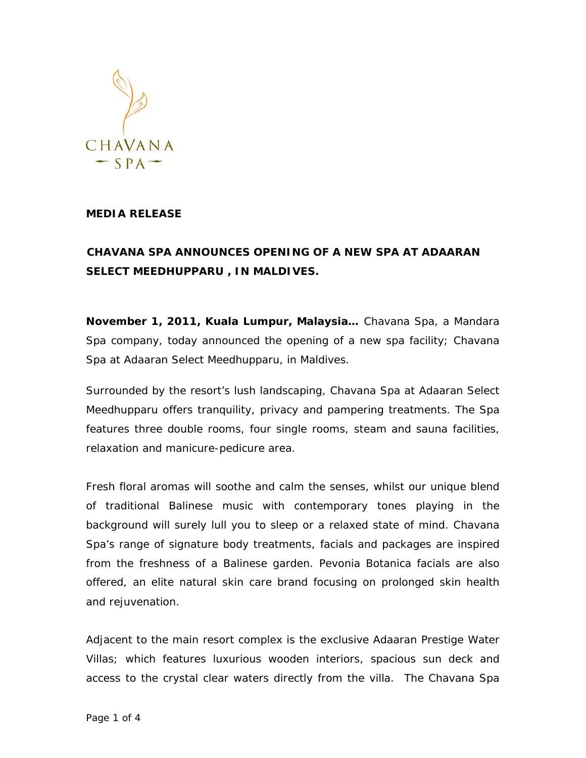CHAVANA SPA

**MEDIA RELEASE**

**CHAVANA SPA ANNOUNCES OPENING OF A NEW SPA AT ADAARAN SELECT MEEDHUPPARU , IN MALDIVES.**

**November 1, 2011, Kuala Lumpur, Malaysia…** Chavana Spa, a Mandara Spa company, today announced the opening of a new spa facility; Chavana Spa at Adaaran Select Meedhupparu, in Maldives.

Surrounded by the resort's lush landscaping, Chavana Spa at Adaaran Select Meedhupparu offers tranquility, privacy and pampering treatments. The Spa features three double rooms, four single rooms, steam and sauna facilities, relaxation and manicure-pedicure area.

Fresh floral aromas will soothe and calm the senses, whilst our unique blend of traditional Balinese music with contemporary tones playing in the background will surely lull you to sleep or a relaxed state of mind. Chavana Spa's range of signature body treatments, facials and packages are inspired from the freshness of a Balinese garden. Pevonia Botanica facials are also offered, an elite natural skin care brand focusing on prolonged skin health and rejuvenation.

Adjacent to the main resort complex is the exclusive Adaaran Prestige Water Villas; which features luxurious wooden interiors, spacious sun deck and access to the crystal clear waters directly from the villa. The Chavana Spa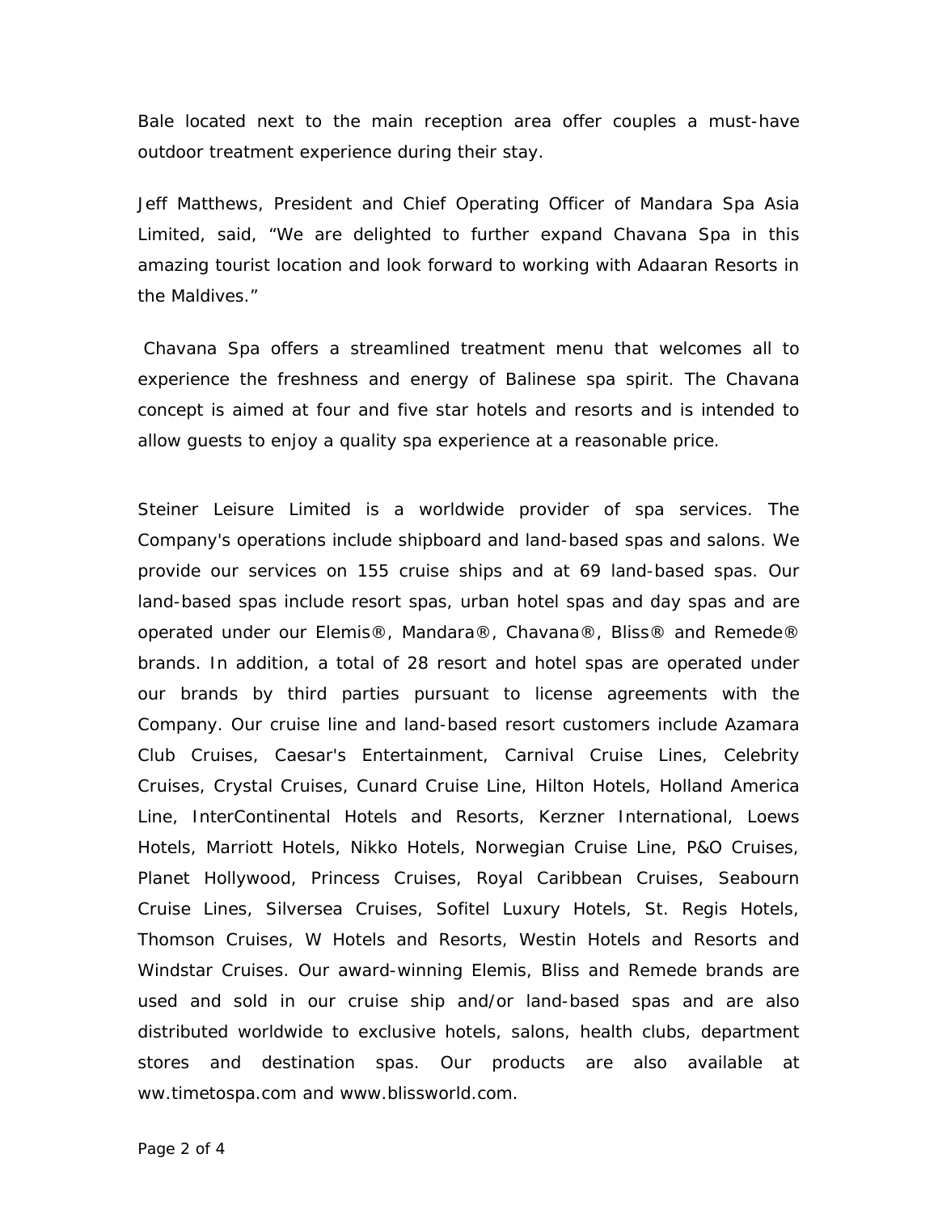Bale located next to the main reception area offer couples a must-have outdoor treatment experience during their stay.

Jeff Matthews, President and Chief Operating Officer of Mandara Spa Asia Limited, said, "We are delighted to further expand Chavana Spa in this amazing tourist location and look forward to working with Adaaran Resorts in the Maldives."

Chavana Spa offers a streamlined treatment menu that welcomes all to experience the freshness and energy of Balinese spa spirit. The Chavana concept is aimed at four and five star hotels and resorts and is intended to allow guests to enjoy a quality spa experience at a reasonable price.

Steiner Leisure Limited is a worldwide provider of spa services. The Company's operations include shipboard and land-based spas and salons. We provide our services on 155 cruise ships and at 69 land-based spas. Our land-based spas include resort spas, urban hotel spas and day spas and are operated under our Elemis®, Mandara®, Chavana®, Bliss® and Remede® brands. In addition, a total of 28 resort and hotel spas are operated under our brands by third parties pursuant to license agreements with the Company. Our cruise line and land-based resort customers include Azamara Club Cruises, Caesar's Entertainment, Carnival Cruise Lines, Celebrity Cruises, Crystal Cruises, Cunard Cruise Line, Hilton Hotels, Holland America Line, InterContinental Hotels and Resorts, Kerzner International, Loews Hotels, Marriott Hotels, Nikko Hotels, Norwegian Cruise Line, P&O Cruises, Planet Hollywood, Princess Cruises, Royal Caribbean Cruises, Seabourn Cruise Lines, Silversea Cruises, Sofitel Luxury Hotels, St. Regis Hotels, Thomson Cruises, W Hotels and Resorts, Westin Hotels and Resorts and Windstar Cruises. Our award-winning Elemis, Bliss and Remede brands are used and sold in our cruise ship and/or land-based spas and are also distributed worldwide to exclusive hotels, salons, health clubs, department stores and destination spas. Our products are also available at ww.timetospa.com and www.blissworld.com.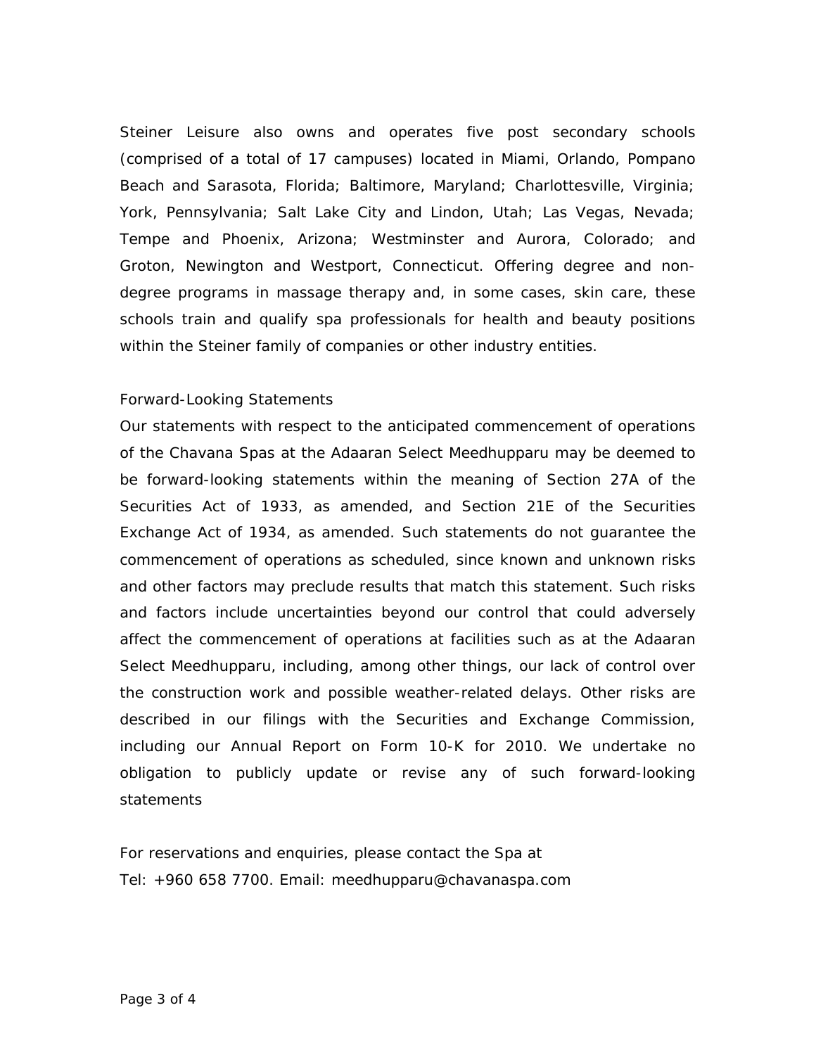Steiner Leisure also owns and operates five post secondary schools (comprised of a total of 17 campuses) located in Miami, Orlando, Pompano Beach and Sarasota, Florida; Baltimore, Maryland; Charlottesville, Virginia; York, Pennsylvania; Salt Lake City and Lindon, Utah; Las Vegas, Nevada; Tempe and Phoenix, Arizona; Westminster and Aurora, Colorado; and Groton, Newington and Westport, Connecticut. Offering degree and non-degree programs in massage therapy and, in some cases, skin care, these schools train and qualify spa professionals for health and beauty positions within the Steiner family of companies or other industry entities.

Forward-Looking Statements

Our statements with respect to the anticipated commencement of operations of the Chavana Spas at the Adaaran Select Meedhupparu may be deemed to be forward-looking statements within the meaning of Section 27A of the Securities Act of 1933, as amended, and Section 21E of the Securities Exchange Act of 1934, as amended. Such statements do not guarantee the commencement of operations as scheduled, since known and unknown risks and other factors may preclude results that match this statement. Such risks and factors include uncertainties beyond our control that could adversely affect the commencement of operations at facilities such as at the Adaaran Select Meedhupparu, including, among other things, our lack of control over the construction work and possible weather-related delays. Other risks are described in our filings with the Securities and Exchange Commission, including our Annual Report on Form 10-K for 2010. We undertake no obligation to publicly update or revise any of such forward-looking statements

For reservations and enquiries, please contact the Spa at
Tel: +960 658 7700. Email: meedhupparu@chavanaspa.com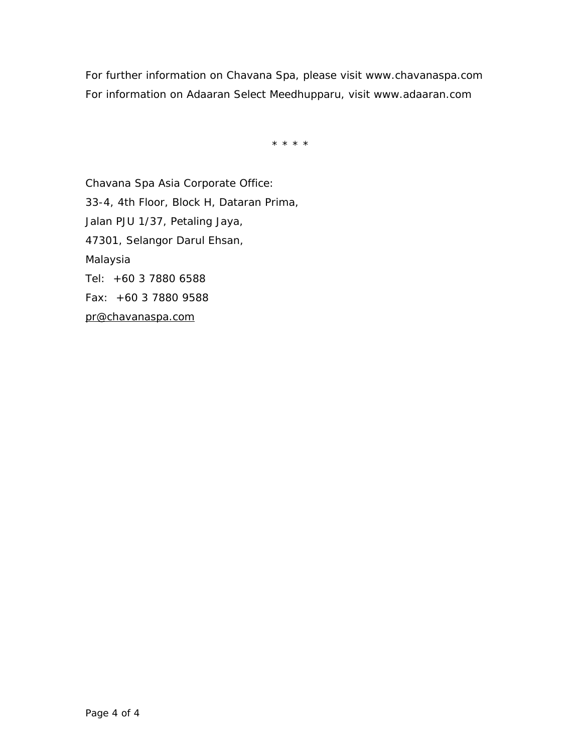For further information on Chavana Spa, please visit www.chavanaspa.com
For information on Adaaran Select Meedhupparu, visit www.adaaran.com

* * * *

Chavana Spa Asia Corporate Office:
33-4, 4th Floor, Block H, Dataran Prima,
Jalan PJU 1/37, Petaling Jaya,
47301, Selangor Darul Ehsan,
Malaysia
Tel: +60 3 7880 6588
Fax: +60 3 7880 9588
pr@chavanaspa.com